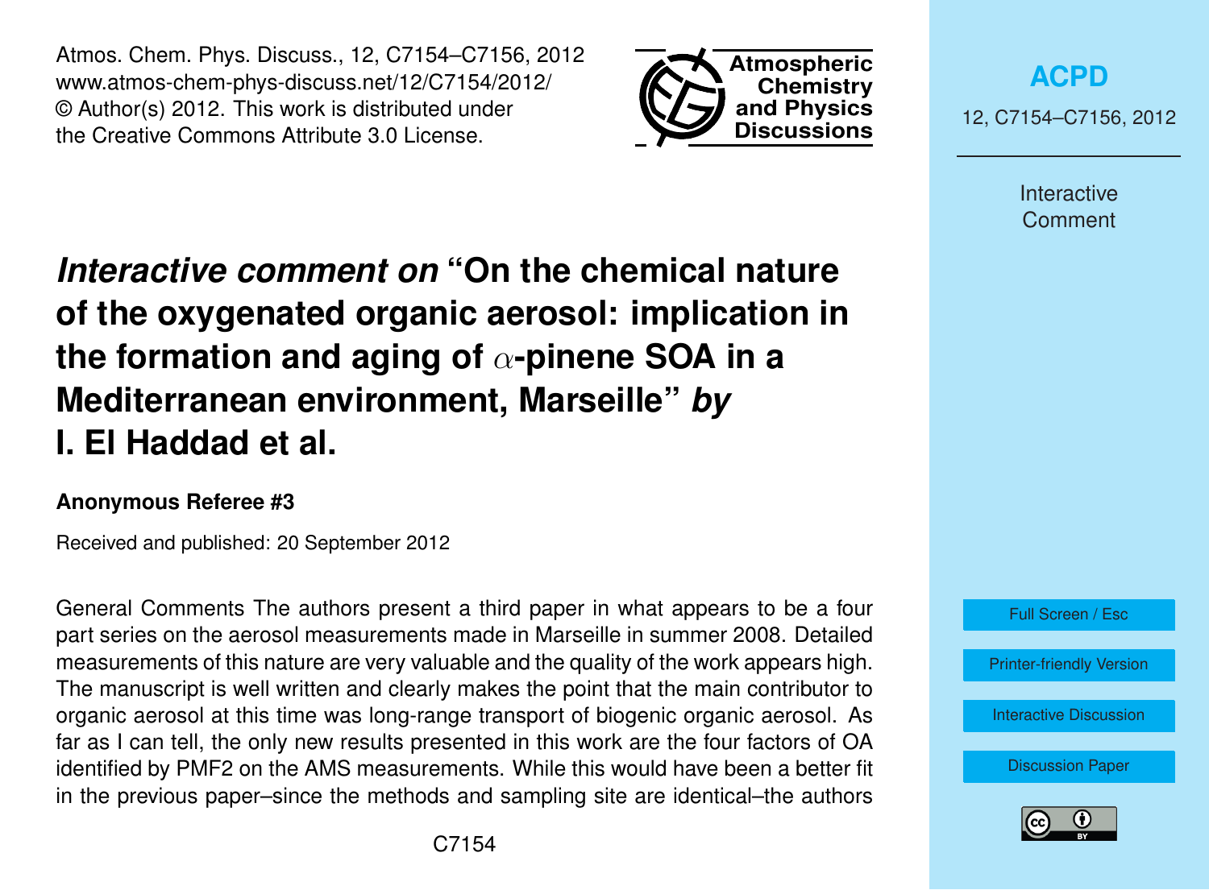# *Interactive comment on* "On the chemical nature of the oxygenated organic aerosol: implication in the formation and aging of $\alpha$-pinene SOA in a Mediterranean environment, Marseille" *by* I. El Haddad et al.

**Anonymous Referee #3**

Received and published: 20 September 2012

General Comments The authors present a third paper in what appears to be a four part series on the aerosol measurements made in Marseille in summer 2008. Detailed measurements of this nature are very valuable and the quality of the work appears high. The manuscript is well written and clearly makes the point that the main contributor to organic aerosol at this time was long-range transport of biogenic organic aerosol. As far as I can tell, the only new results presented in this work are the four factors of OA identified by PMF2 on the AMS measurements. While this would have been a better fit in the previous paper–since the methods and sampling site are identical–the authors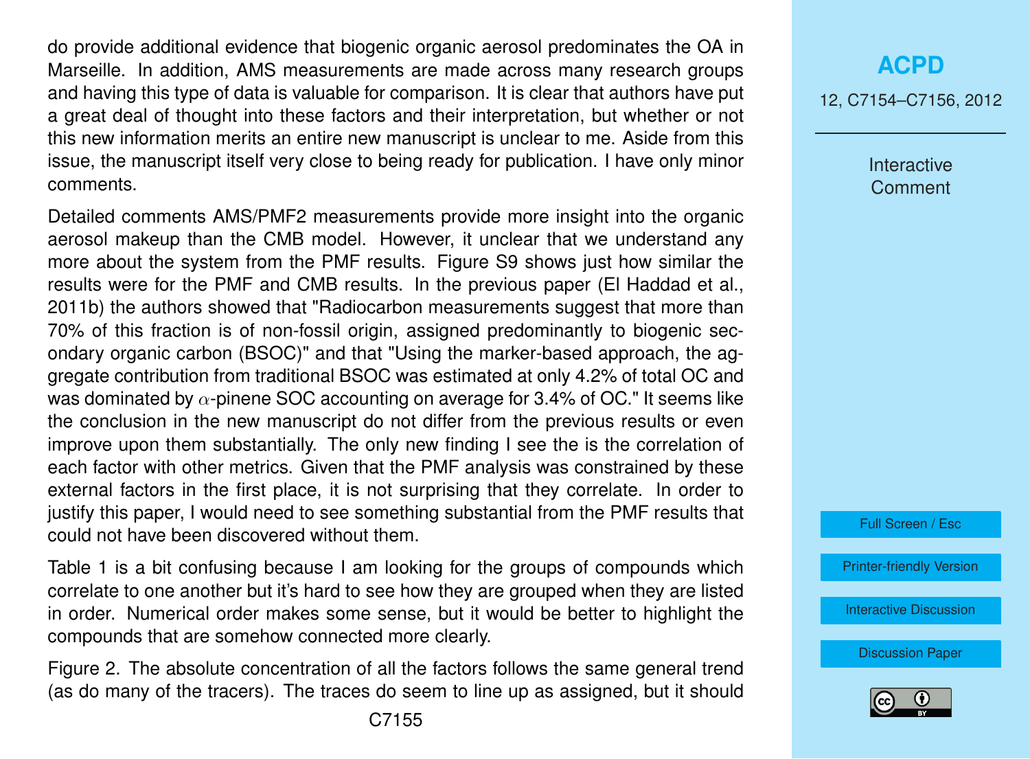do provide additional evidence that biogenic organic aerosol predominates the OA in Marseille. In addition, AMS measurements are made across many research groups and having this type of data is valuable for comparison. It is clear that authors have put a great deal of thought into these factors and their interpretation, but whether or not this new information merits an entire new manuscript is unclear to me. Aside from this issue, the manuscript itself very close to being ready for publication. I have only minor comments.

Detailed comments AMS/PMF2 measurements provide more insight into the organic aerosol makeup than the CMB model. However, it unclear that we understand any more about the system from the PMF results. Figure S9 shows just how similar the results were for the PMF and CMB results. In the previous paper (El Haddad et al., 2011b) the authors showed that "Radiocarbon measurements suggest that more than 70% of this fraction is of non-fossil origin, assigned predominantly to biogenic secondary organic carbon (BSOC)" and that "Using the marker-based approach, the aggregate contribution from traditional BSOC was estimated at only 4.2% of total OC and was dominated by $\alpha$-pinene SOC accounting on average for 3.4% of OC." It seems like the conclusion in the new manuscript do not differ from the previous results or even improve upon them substantially. The only new finding I see the is the correlation of each factor with other metrics. Given that the PMF analysis was constrained by these external factors in the first place, it is not surprising that they correlate. In order to justify this paper, I would need to see something substantial from the PMF results that could not have been discovered without them.

Table 1 is a bit confusing because I am looking for the groups of compounds which correlate to one another but it's hard to see how they are grouped when they are listed in order. Numerical order makes some sense, but it would be better to highlight the compounds that are somehow connected more clearly.

Figure 2. The absolute concentration of all the factors follows the same general trend (as do many of the tracers). The traces do seem to line up as assigned, but it should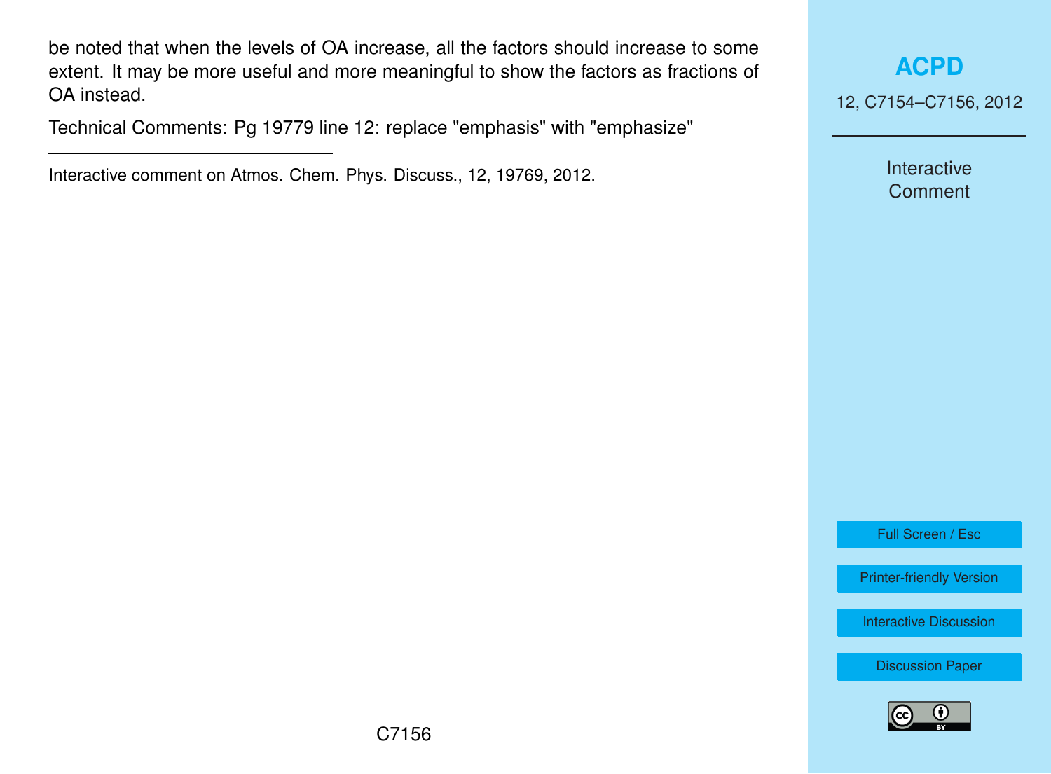be noted that when the levels of OA increase, all the factors should increase to some extent. It may be more useful and more meaningful to show the factors as fractions of OA instead.

Technical Comments: Pg 19779 line 12: replace "emphasis" with "emphasize"

---

Interactive comment on Atmos. Chem. Phys. Discuss., 12, 19769, 2012.